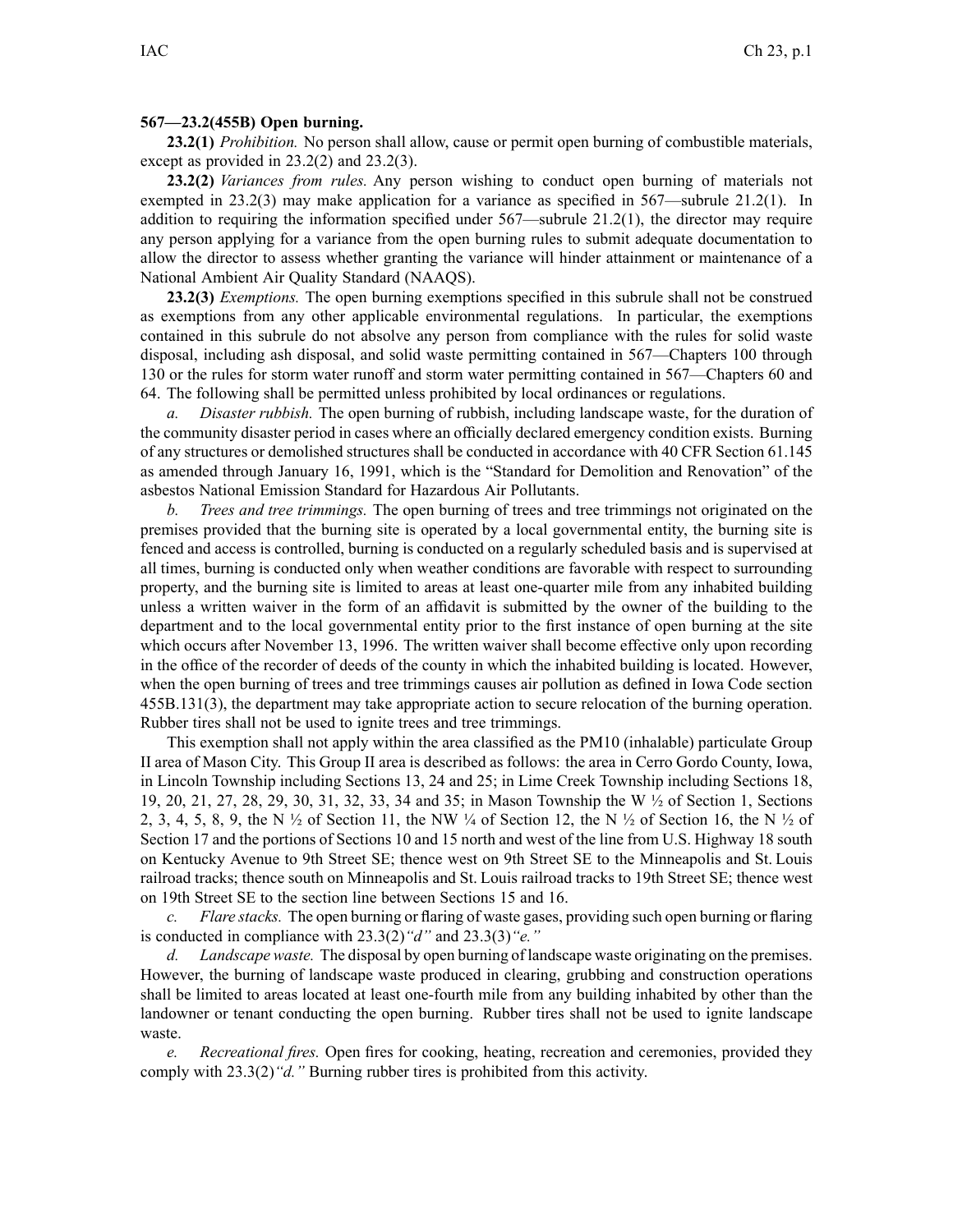**567—23.2(455B) Open burning.**

**23.2(1)** *Prohibition.* No person shall allow, cause or permit open burning of combustible materials, except as provided in 23.2(2) and 23.2(3).

**23.2(2)** *Variances from rules.* Any person wishing to conduct open burning of materials not exempted in 23.2(3) may make application for a variance as specified in 567—subrule 21.2(1). In addition to requiring the information specified under 567—subrule 21.2(1), the director may require any person applying for a variance from the open burning rules to submit adequate documentation to allow the director to assess whether granting the variance will hinder attainment or maintenance of a National Ambient Air Quality Standard (NAAQS).

**23.2(3)** *Exemptions.* The open burning exemptions specified in this subrule shall not be construed as exemptions from any other applicable environmental regulations. In particular, the exemptions contained in this subrule do not absolve any person from compliance with the rules for solid waste disposal, including ash disposal, and solid waste permitting contained in 567—Chapters 100 through 130 or the rules for storm water runoff and storm water permitting contained in 567—Chapters 60 and 64. The following shall be permitted unless prohibited by local ordinances or regulations.

*a. Disaster rubbish.* The open burning of rubbish, including landscape waste, for the duration of the community disaster period in cases where an officially declared emergency condition exists. Burning of any structures or demolished structures shall be conducted in accordance with 40 CFR Section 61.145 as amended through January 16, 1991, which is the "Standard for Demolition and Renovation" of the asbestos National Emission Standard for Hazardous Air Pollutants.

*b. Trees and tree trimmings.* The open burning of trees and tree trimmings not originated on the premises provided that the burning site is operated by a local governmental entity, the burning site is fenced and access is controlled, burning is conducted on a regularly scheduled basis and is supervised at all times, burning is conducted only when weather conditions are favorable with respect to surrounding property, and the burning site is limited to areas at least one-quarter mile from any inhabited building unless a written waiver in the form of an affidavit is submitted by the owner of the building to the department and to the local governmental entity prior to the first instance of open burning at the site which occurs after November 13, 1996. The written waiver shall become effective only upon recording in the office of the recorder of deeds of the county in which the inhabited building is located. However, when the open burning of trees and tree trimmings causes air pollution as defined in Iowa Code section 455B.131(3), the department may take appropriate action to secure relocation of the burning operation. Rubber tires shall not be used to ignite trees and tree trimmings.

This exemption shall not apply within the area classified as the PM10 (inhalable) particulate Group II area of Mason City. This Group II area is described as follows: the area in Cerro Gordo County, Iowa, in Lincoln Township including Sections 13, 24 and 25; in Lime Creek Township including Sections 18, 19, 20, 21, 27, 28, 29, 30, 31, 32, 33, 34 and 35; in Mason Township the W ½ of Section 1, Sections 2, 3, 4, 5, 8, 9, the N ½ of Section 11, the NW ¼ of Section 12, the N ½ of Section 16, the N ½ of Section 17 and the portions of Sections 10 and 15 north and west of the line from U.S. Highway 18 south on Kentucky Avenue to 9th Street SE; thence west on 9th Street SE to the Minneapolis and St. Louis railroad tracks; thence south on Minneapolis and St. Louis railroad tracks to 19th Street SE; thence west on 19th Street SE to the section line between Sections 15 and 16.

*c. Flare stacks.* The open burning or flaring of waste gases, providing such open burning or flaring is conducted in compliance with 23.3(2)*"d"* and 23.3(3)*"e."*

*d. Landscape waste.* The disposal by open burning of landscape waste originating on the premises. However, the burning of landscape waste produced in clearing, grubbing and construction operations shall be limited to areas located at least one-fourth mile from any building inhabited by other than the landowner or tenant conducting the open burning. Rubber tires shall not be used to ignite landscape waste.

*e. Recreational fires.* Open fires for cooking, heating, recreation and ceremonies, provided they comply with 23.3(2)*"d."* Burning rubber tires is prohibited from this activity.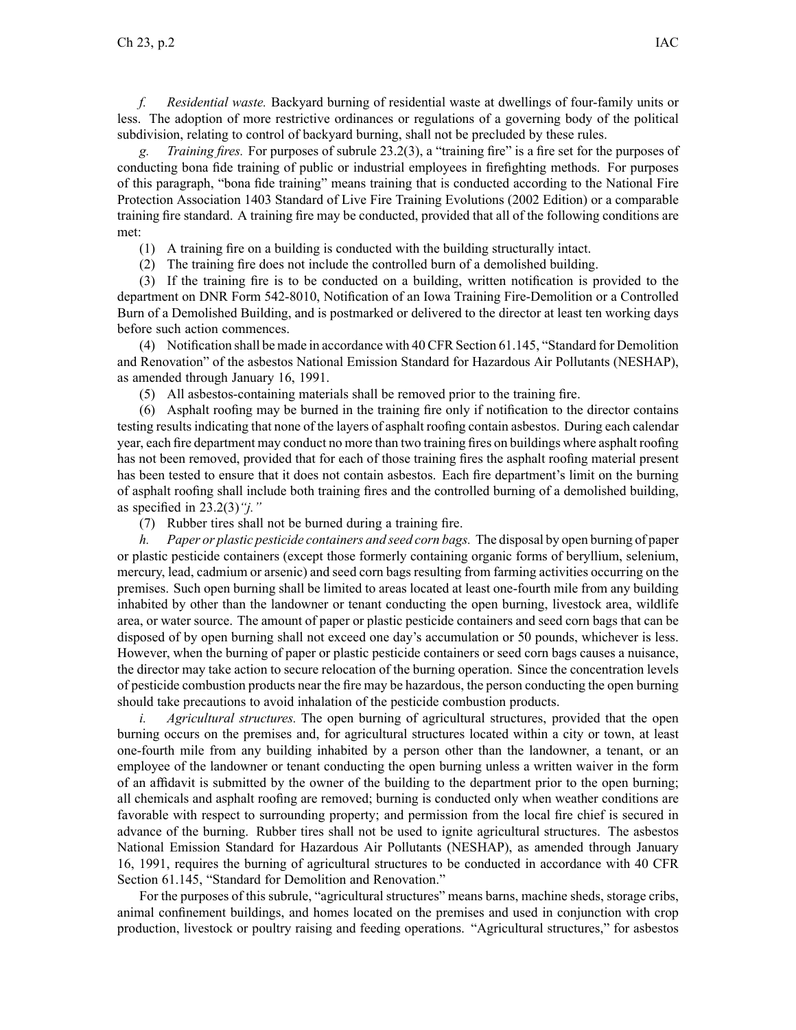*f. Residential waste.* Backyard burning of residential waste at dwellings of four-family units or less. The adoption of more restrictive ordinances or regulations of a governing body of the political subdivision, relating to control of backyard burning, shall not be precluded by these rules.

*g. Training fires.* For purposes of subrule 23.2(3), a "training fire" is a fire set for the purposes of conducting bona fide training of public or industrial employees in firefighting methods. For purposes of this paragraph, "bona fide training" means training that is conducted according to the National Fire Protection Association 1403 Standard of Live Fire Training Evolutions (2002 Edition) or a comparable training fire standard. A training fire may be conducted, provided that all of the following conditions are met:

(1) A training fire on a building is conducted with the building structurally intact.

(2) The training fire does not include the controlled burn of a demolished building.

(3) If the training fire is to be conducted on a building, written notification is provided to the department on DNR Form 542-8010, Notification of an Iowa Training Fire-Demolition or a Controlled Burn of a Demolished Building, and is postmarked or delivered to the director at least ten working days before such action commences.

(4) Notification shall be made in accordance with 40 CFR Section 61.145, "Standard for Demolition and Renovation" of the asbestos National Emission Standard for Hazardous Air Pollutants (NESHAP), as amended through January 16, 1991.

(5) All asbestos-containing materials shall be removed prior to the training fire.

(6) Asphalt roofing may be burned in the training fire only if notification to the director contains testing results indicating that none of the layers of asphalt roofing contain asbestos. During each calendar year, each fire department may conduct no more than two training fires on buildings where asphalt roofing has not been removed, provided that for each of those training fires the asphalt roofing material present has been tested to ensure that it does not contain asbestos. Each fire department's limit on the burning of asphalt roofing shall include both training fires and the controlled burning of a demolished building, as specified in 23.2(3)*"j."*

(7) Rubber tires shall not be burned during a training fire.

*h. Paper or plastic pesticide containers and seed corn bags.* The disposal by open burning of paper or plastic pesticide containers (except those formerly containing organic forms of beryllium, selenium, mercury, lead, cadmium or arsenic) and seed corn bags resulting from farming activities occurring on the premises. Such open burning shall be limited to areas located at least one-fourth mile from any building inhabited by other than the landowner or tenant conducting the open burning, livestock area, wildlife area, or water source. The amount of paper or plastic pesticide containers and seed corn bags that can be disposed of by open burning shall not exceed one day's accumulation or 50 pounds, whichever is less. However, when the burning of paper or plastic pesticide containers or seed corn bags causes a nuisance, the director may take action to secure relocation of the burning operation. Since the concentration levels of pesticide combustion products near the fire may be hazardous, the person conducting the open burning should take precautions to avoid inhalation of the pesticide combustion products.

*i. Agricultural structures.* The open burning of agricultural structures, provided that the open burning occurs on the premises and, for agricultural structures located within a city or town, at least one-fourth mile from any building inhabited by a person other than the landowner, a tenant, or an employee of the landowner or tenant conducting the open burning unless a written waiver in the form of an affidavit is submitted by the owner of the building to the department prior to the open burning; all chemicals and asphalt roofing are removed; burning is conducted only when weather conditions are favorable with respect to surrounding property; and permission from the local fire chief is secured in advance of the burning. Rubber tires shall not be used to ignite agricultural structures. The asbestos National Emission Standard for Hazardous Air Pollutants (NESHAP), as amended through January 16, 1991, requires the burning of agricultural structures to be conducted in accordance with 40 CFR Section 61.145, "Standard for Demolition and Renovation."

For the purposes of this subrule, "agricultural structures" means barns, machine sheds, storage cribs, animal confinement buildings, and homes located on the premises and used in conjunction with crop production, livestock or poultry raising and feeding operations. "Agricultural structures," for asbestos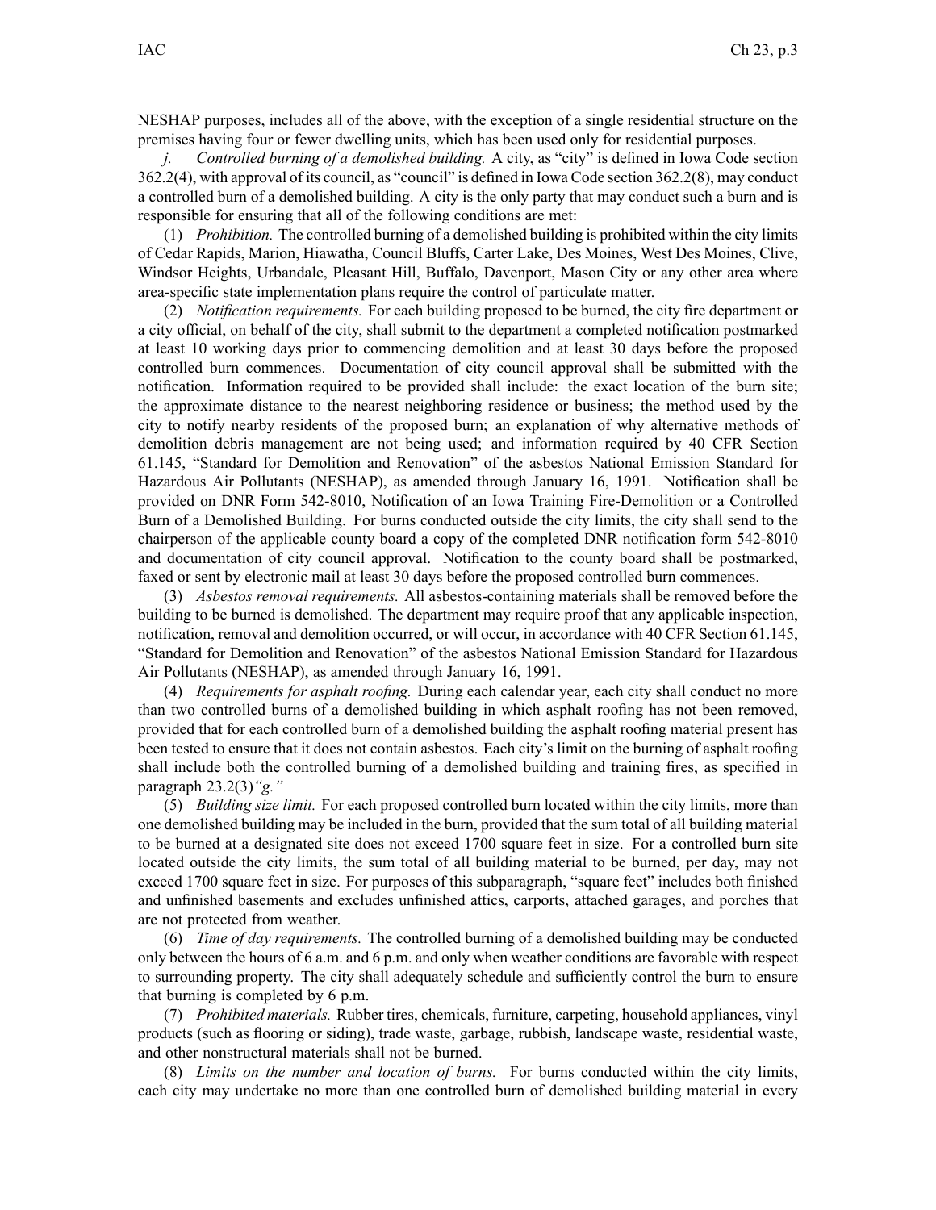NESHAP purposes, includes all of the above, with the exception of a single residential structure on the premises having four or fewer dwelling units, which has been used only for residential purposes.

*j.* *Controlled burning of a demolished building.* A city, as "city" is defined in Iowa Code section 362.2(4), with approval of its council, as "council" is defined in Iowa Code section 362.2(8), may conduct a controlled burn of a demolished building. A city is the only party that may conduct such a burn and is responsible for ensuring that all of the following conditions are met:

(1) *Prohibition.* The controlled burning of a demolished building is prohibited within the city limits of Cedar Rapids, Marion, Hiawatha, Council Bluffs, Carter Lake, Des Moines, West Des Moines, Clive, Windsor Heights, Urbandale, Pleasant Hill, Buffalo, Davenport, Mason City or any other area where area-specific state implementation plans require the control of particulate matter.

(2) *Notification requirements.* For each building proposed to be burned, the city fire department or a city official, on behalf of the city, shall submit to the department a completed notification postmarked at least 10 working days prior to commencing demolition and at least 30 days before the proposed controlled burn commences. Documentation of city council approval shall be submitted with the notification. Information required to be provided shall include: the exact location of the burn site; the approximate distance to the nearest neighboring residence or business; the method used by the city to notify nearby residents of the proposed burn; an explanation of why alternative methods of demolition debris management are not being used; and information required by 40 CFR Section 61.145, "Standard for Demolition and Renovation" of the asbestos National Emission Standard for Hazardous Air Pollutants (NESHAP), as amended through January 16, 1991. Notification shall be provided on DNR Form 542-8010, Notification of an Iowa Training Fire-Demolition or a Controlled Burn of a Demolished Building. For burns conducted outside the city limits, the city shall send to the chairperson of the applicable county board a copy of the completed DNR notification form 542-8010 and documentation of city council approval. Notification to the county board shall be postmarked, faxed or sent by electronic mail at least 30 days before the proposed controlled burn commences.

(3) *Asbestos removal requirements.* All asbestos-containing materials shall be removed before the building to be burned is demolished. The department may require proof that any applicable inspection, notification, removal and demolition occurred, or will occur, in accordance with 40 CFR Section 61.145, "Standard for Demolition and Renovation" of the asbestos National Emission Standard for Hazardous Air Pollutants (NESHAP), as amended through January 16, 1991.

(4) *Requirements for asphalt roofing.* During each calendar year, each city shall conduct no more than two controlled burns of a demolished building in which asphalt roofing has not been removed, provided that for each controlled burn of a demolished building the asphalt roofing material present has been tested to ensure that it does not contain asbestos. Each city's limit on the burning of asphalt roofing shall include both the controlled burning of a demolished building and training fires, as specified in paragraph 23.2(3)*"g."*

(5) *Building size limit.* For each proposed controlled burn located within the city limits, more than one demolished building may be included in the burn, provided that the sum total of all building material to be burned at a designated site does not exceed 1700 square feet in size. For a controlled burn site located outside the city limits, the sum total of all building material to be burned, per day, may not exceed 1700 square feet in size. For purposes of this subparagraph, "square feet" includes both finished and unfinished basements and excludes unfinished attics, carports, attached garages, and porches that are not protected from weather.

(6) *Time of day requirements.* The controlled burning of a demolished building may be conducted only between the hours of 6 a.m. and 6 p.m. and only when weather conditions are favorable with respect to surrounding property. The city shall adequately schedule and sufficiently control the burn to ensure that burning is completed by 6 p.m.

(7) *Prohibited materials.* Rubber tires, chemicals, furniture, carpeting, household appliances, vinyl products (such as flooring or siding), trade waste, garbage, rubbish, landscape waste, residential waste, and other nonstructural materials shall not be burned.

(8) *Limits on the number and location of burns.* For burns conducted within the city limits, each city may undertake no more than one controlled burn of demolished building material in every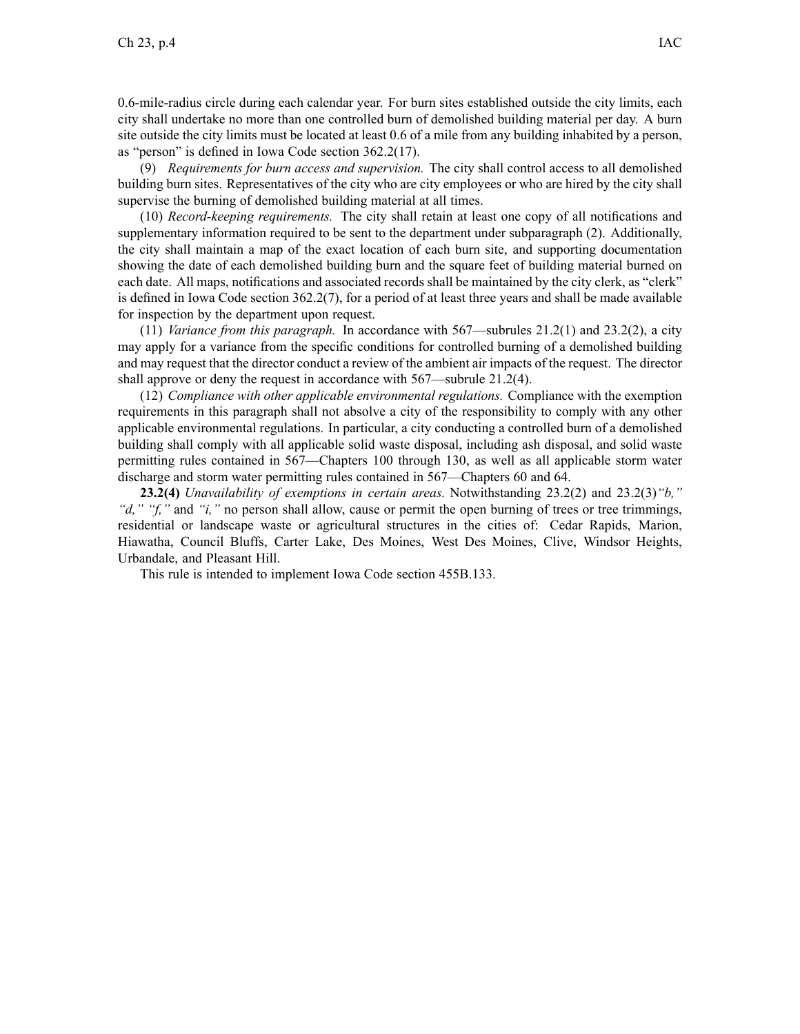0.6-mile-radius circle during each calendar year. For burn sites established outside the city limits, each city shall undertake no more than one controlled burn of demolished building material per day. A burn site outside the city limits must be located at least 0.6 of a mile from any building inhabited by a person, as "person" is defined in Iowa Code section 362.2(17).

(9) *Requirements for burn access and supervision.* The city shall control access to all demolished building burn sites. Representatives of the city who are city employees or who are hired by the city shall supervise the burning of demolished building material at all times.

(10) *Record-keeping requirements.* The city shall retain at least one copy of all notifications and supplementary information required to be sent to the department under subparagraph (2). Additionally, the city shall maintain a map of the exact location of each burn site, and supporting documentation showing the date of each demolished building burn and the square feet of building material burned on each date. All maps, notifications and associated records shall be maintained by the city clerk, as "clerk" is defined in Iowa Code section 362.2(7), for a period of at least three years and shall be made available for inspection by the department upon request.

(11) *Variance from this paragraph.* In accordance with 567—subrules 21.2(1) and 23.2(2), a city may apply for a variance from the specific conditions for controlled burning of a demolished building and may request that the director conduct a review of the ambient air impacts of the request. The director shall approve or deny the request in accordance with 567—subrule 21.2(4).

(12) *Compliance with other applicable environmental regulations.* Compliance with the exemption requirements in this paragraph shall not absolve a city of the responsibility to comply with any other applicable environmental regulations. In particular, a city conducting a controlled burn of a demolished building shall comply with all applicable solid waste disposal, including ash disposal, and solid waste permitting rules contained in 567—Chapters 100 through 130, as well as all applicable storm water discharge and storm water permitting rules contained in 567—Chapters 60 and 64.

**23.2(4)** *Unavailability of exemptions in certain areas.* Notwithstanding 23.2(2) and 23.2(3)*"b," "d," "f,"* and *"i,"* no person shall allow, cause or permit the open burning of trees or tree trimmings, residential or landscape waste or agricultural structures in the cities of: Cedar Rapids, Marion, Hiawatha, Council Bluffs, Carter Lake, Des Moines, West Des Moines, Clive, Windsor Heights, Urbandale, and Pleasant Hill.

This rule is intended to implement Iowa Code section 455B.133.